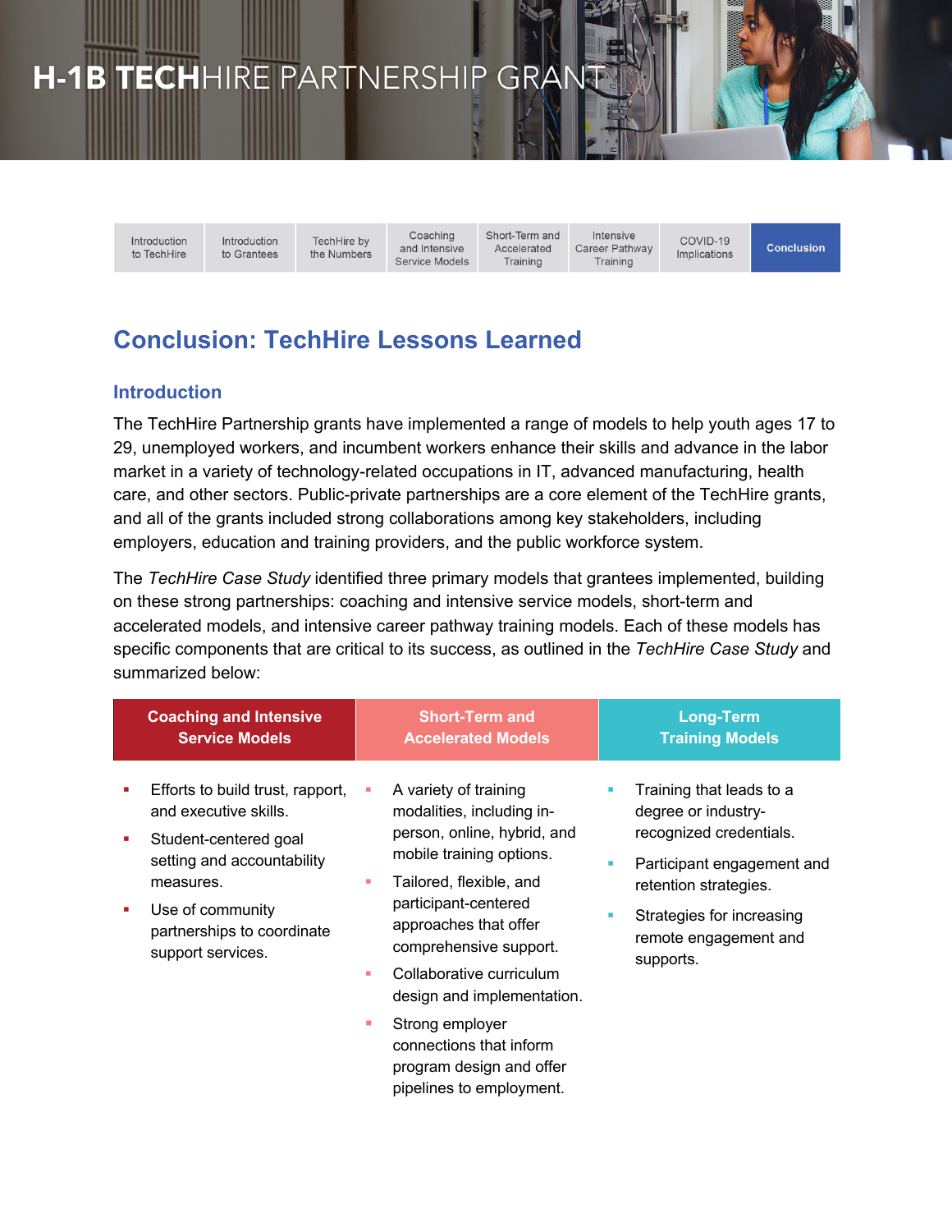# H-1B TECHHIRE PARTNERSHIP GRANT

Introduction to TechHire | Introduction to Grantees | TechHire by the Numbers | Coaching and Intensive Service Models | Short-Term and Accelerated Training | Intensive Career Pathway Training | COVID-19 Implications | **Conclusion**

## Conclusion: TechHire Lessons Learned

### Introduction

The TechHire Partnership grants have implemented a range of models to help youth ages 17 to 29, unemployed workers, and incumbent workers enhance their skills and advance in the labor market in a variety of technology-related occupations in IT, advanced manufacturing, health care, and other sectors. Public-private partnerships are a core element of the TechHire grants, and all of the grants included strong collaborations among key stakeholders, including employers, education and training providers, and the public workforce system.

The *TechHire Case Study* identified three primary models that grantees implemented, building on these strong partnerships: coaching and intensive service models, short-term and accelerated models, and intensive career pathway training models. Each of these models has specific components that are critical to its success, as outlined in the *TechHire Case Study* and summarized below:

| Coaching and Intensive Service Models | Short-Term and Accelerated Models | Long-Term Training Models |
|---|---|---|
| ▪ Efforts to build trust, rapport, and executive skills.<br>▪ Student-centered goal setting and accountability measures.<br>▪ Use of community partnerships to coordinate support services. | ▪ A variety of training modalities, including in-person, online, hybrid, and mobile training options.<br>▪ Tailored, flexible, and participant-centered approaches that offer comprehensive support.<br>▪ Collaborative curriculum design and implementation.<br>▪ Strong employer connections that inform program design and offer pipelines to employment. | ▪ Training that leads to a degree or industry-recognized credentials.<br>▪ Participant engagement and retention strategies.<br>▪ Strategies for increasing remote engagement and supports. |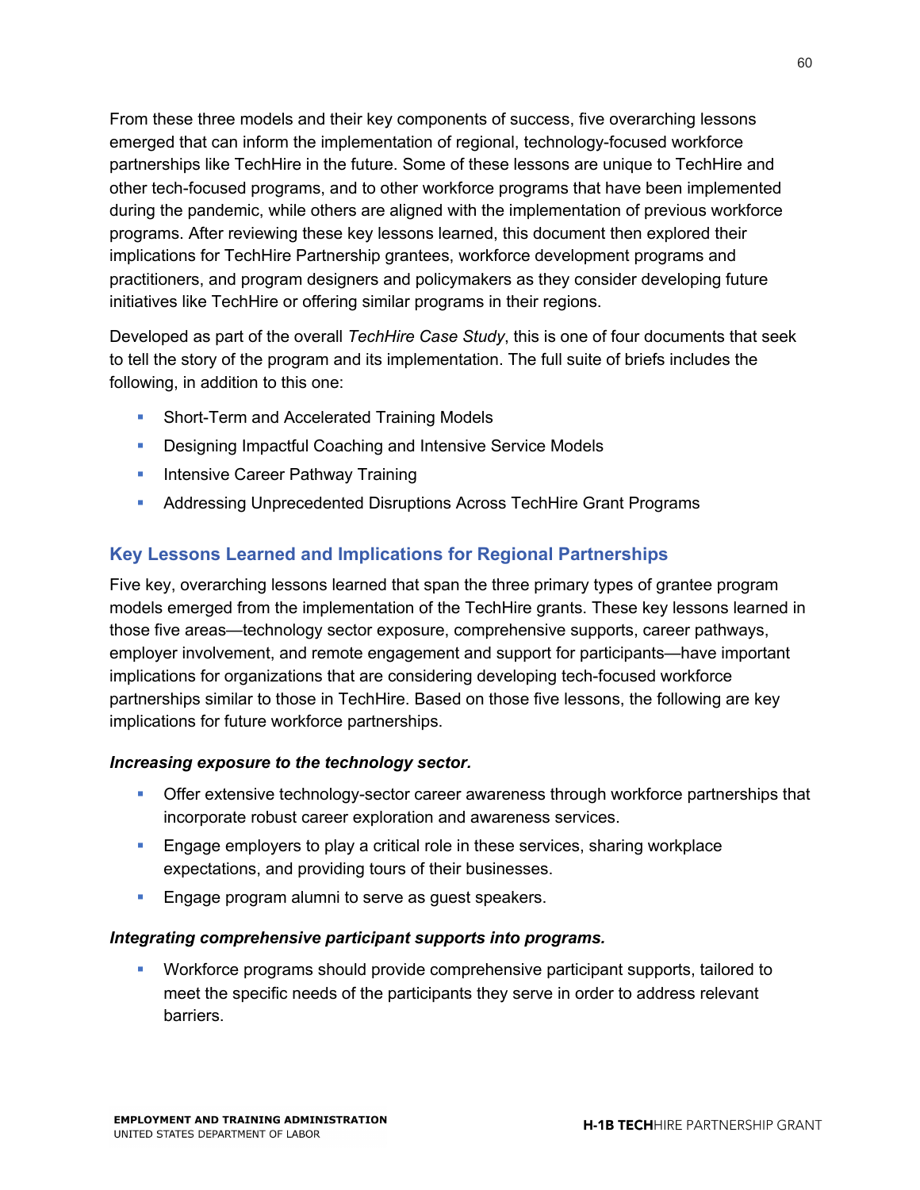From these three models and their key components of success, five overarching lessons emerged that can inform the implementation of regional, technology-focused workforce partnerships like TechHire in the future. Some of these lessons are unique to TechHire and other tech-focused programs, and to other workforce programs that have been implemented during the pandemic, while others are aligned with the implementation of previous workforce programs. After reviewing these key lessons learned, this document then explored their implications for TechHire Partnership grantees, workforce development programs and practitioners, and program designers and policymakers as they consider developing future initiatives like TechHire or offering similar programs in their regions.

Developed as part of the overall *TechHire Case Study*, this is one of four documents that seek to tell the story of the program and its implementation. The full suite of briefs includes the following, in addition to this one:

- Short-Term and Accelerated Training Models
- Designing Impactful Coaching and Intensive Service Models
- Intensive Career Pathway Training
- Addressing Unprecedented Disruptions Across TechHire Grant Programs

## Key Lessons Learned and Implications for Regional Partnerships

Five key, overarching lessons learned that span the three primary types of grantee program models emerged from the implementation of the TechHire grants. These key lessons learned in those five areas—technology sector exposure, comprehensive supports, career pathways, employer involvement, and remote engagement and support for participants—have important implications for organizations that are considering developing tech-focused workforce partnerships similar to those in TechHire. Based on those five lessons, the following are key implications for future workforce partnerships.

***Increasing exposure to the technology sector.***

- Offer extensive technology-sector career awareness through workforce partnerships that incorporate robust career exploration and awareness services.
- Engage employers to play a critical role in these services, sharing workplace expectations, and providing tours of their businesses.
- Engage program alumni to serve as guest speakers.

***Integrating comprehensive participant supports into programs.***

- Workforce programs should provide comprehensive participant supports, tailored to meet the specific needs of the participants they serve in order to address relevant barriers.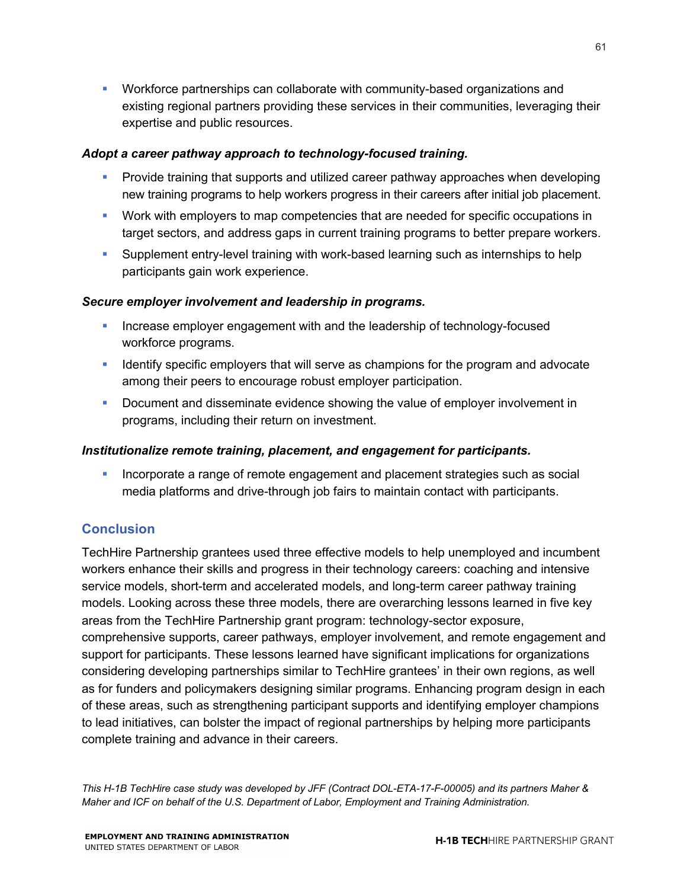- Workforce partnerships can collaborate with community-based organizations and existing regional partners providing these services in their communities, leveraging their expertise and public resources.

***Adopt a career pathway approach to technology-focused training.***

- Provide training that supports and utilized career pathway approaches when developing new training programs to help workers progress in their careers after initial job placement.
- Work with employers to map competencies that are needed for specific occupations in target sectors, and address gaps in current training programs to better prepare workers.
- Supplement entry-level training with work-based learning such as internships to help participants gain work experience.

***Secure employer involvement and leadership in programs.***

- Increase employer engagement with and the leadership of technology-focused workforce programs.
- Identify specific employers that will serve as champions for the program and advocate among their peers to encourage robust employer participation.
- Document and disseminate evidence showing the value of employer involvement in programs, including their return on investment.

***Institutionalize remote training, placement, and engagement for participants.***

- Incorporate a range of remote engagement and placement strategies such as social media platforms and drive-through job fairs to maintain contact with participants.

## Conclusion

TechHire Partnership grantees used three effective models to help unemployed and incumbent workers enhance their skills and progress in their technology careers: coaching and intensive service models, short-term and accelerated models, and long-term career pathway training models. Looking across these three models, there are overarching lessons learned in five key areas from the TechHire Partnership grant program: technology-sector exposure, comprehensive supports, career pathways, employer involvement, and remote engagement and support for participants. These lessons learned have significant implications for organizations considering developing partnerships similar to TechHire grantees' in their own regions, as well as for funders and policymakers designing similar programs. Enhancing program design in each of these areas, such as strengthening participant supports and identifying employer champions to lead initiatives, can bolster the impact of regional partnerships by helping more participants complete training and advance in their careers.

*This H-1B TechHire case study was developed by JFF (Contract DOL-ETA-17-F-00005) and its partners Maher & Maher and ICF on behalf of the U.S. Department of Labor, Employment and Training Administration.*